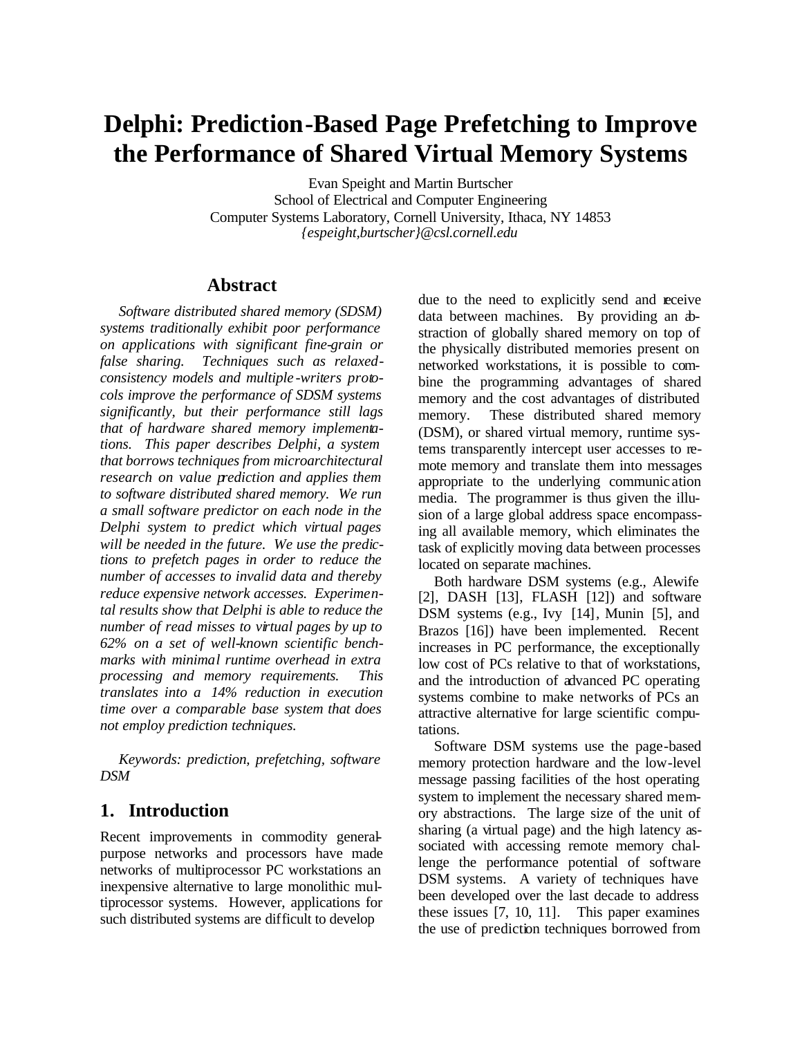# Delphi: Prediction-Based Page Prefetching to Improve the Performance of Shared Virtual Memory Systems

Evan Speight and Martin Burtscher
School of Electrical and Computer Engineering
Computer Systems Laboratory, Cornell University, Ithaca, NY 14853
*{espeight,burtscher}@csl.cornell.edu*

## Abstract

*Software distributed shared memory (SDSM) systems traditionally exhibit poor performance on applications with significant fine-grain or false sharing. Techniques such as relaxed-consistency models and multiple-writers protocols improve the performance of SDSM systems significantly, but their performance still lags that of hardware shared memory implementations. This paper describes Delphi, a system that borrows techniques from microarchitectural research on value prediction and applies them to software distributed shared memory. We run a small software predictor on each node in the Delphi system to predict which virtual pages will be needed in the future. We use the predictions to prefetch pages in order to reduce the number of accesses to invalid data and thereby reduce expensive network accesses. Experimental results show that Delphi is able to reduce the number of read misses to virtual pages by up to 62% on a set of well-known scientific benchmarks with minimal runtime overhead in extra processing and memory requirements. This translates into a 14% reduction in execution time over a comparable base system that does not employ prediction techniques.*

*Keywords: prediction, prefetching, software DSM*

## 1. Introduction

Recent improvements in commodity general-purpose networks and processors have made networks of multiprocessor PC workstations an inexpensive alternative to large monolithic multiprocessor systems. However, applications for such distributed systems are difficult to develop due to the need to explicitly send and receive data between machines. By providing an abstraction of globally shared memory on top of the physically distributed memories present on networked workstations, it is possible to combine the programming advantages of shared memory and the cost advantages of distributed memory. These distributed shared memory (DSM), or shared virtual memory, runtime systems transparently intercept user accesses to remote memory and translate them into messages appropriate to the underlying communication media. The programmer is thus given the illusion of a large global address space encompassing all available memory, which eliminates the task of explicitly moving data between processes located on separate machines.

Both hardware DSM systems (e.g., Alewife [2], DASH [13], FLASH [12]) and software DSM systems (e.g., Ivy [14], Munin [5], and Brazos [16]) have been implemented. Recent increases in PC performance, the exceptionally low cost of PCs relative to that of workstations, and the introduction of advanced PC operating systems combine to make networks of PCs an attractive alternative for large scientific computations.

Software DSM systems use the page-based memory protection hardware and the low-level message passing facilities of the host operating system to implement the necessary shared memory abstractions. The large size of the unit of sharing (a virtual page) and the high latency associated with accessing remote memory challenge the performance potential of software DSM systems. A variety of techniques have been developed over the last decade to address these issues [7, 10, 11]. This paper examines the use of prediction techniques borrowed from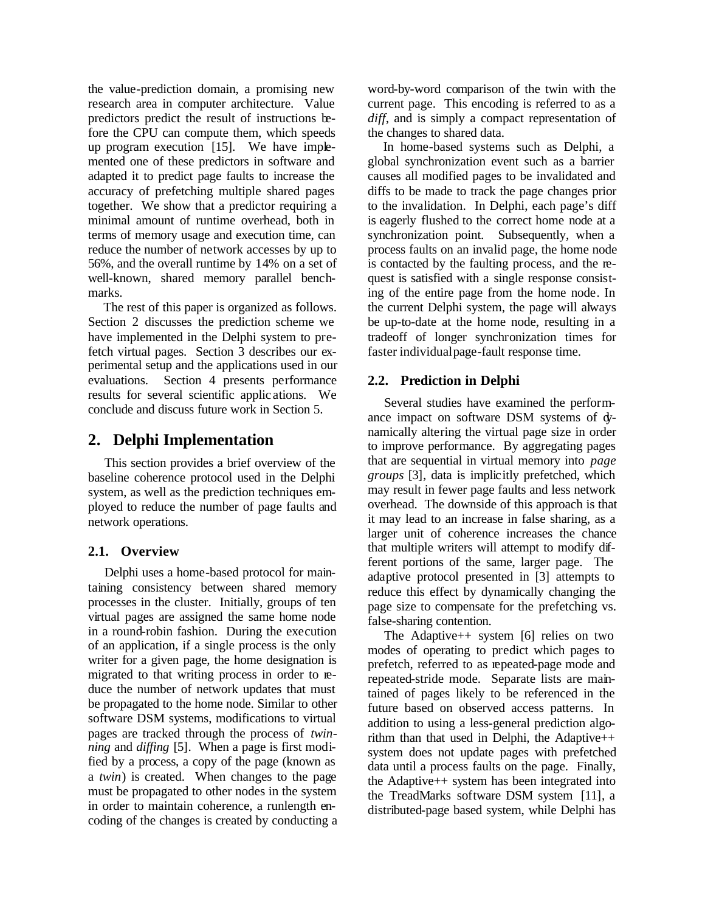the value-prediction domain, a promising new research area in computer architecture. Value predictors predict the result of instructions before the CPU can compute them, which speeds up program execution [15]. We have implemented one of these predictors in software and adapted it to predict page faults to increase the accuracy of prefetching multiple shared pages together. We show that a predictor requiring a minimal amount of runtime overhead, both in terms of memory usage and execution time, can reduce the number of network accesses by up to 56%, and the overall runtime by 14% on a set of well-known, shared memory parallel benchmarks.

The rest of this paper is organized as follows. Section 2 discusses the prediction scheme we have implemented in the Delphi system to prefetch virtual pages. Section 3 describes our experimental setup and the applications used in our evaluations. Section 4 presents performance results for several scientific applications. We conclude and discuss future work in Section 5.

## 2. Delphi Implementation

This section provides a brief overview of the baseline coherence protocol used in the Delphi system, as well as the prediction techniques employed to reduce the number of page faults and network operations.

### 2.1. Overview

Delphi uses a home-based protocol for maintaining consistency between shared memory processes in the cluster. Initially, groups of ten virtual pages are assigned the same home node in a round-robin fashion. During the execution of an application, if a single process is the only writer for a given page, the home designation is migrated to that writing process in order to reduce the number of network updates that must be propagated to the home node. Similar to other software DSM systems, modifications to virtual pages are tracked through the process of *twinning* and *diffing* [5]. When a page is first modified by a process, a copy of the page (known as a *twin*) is created. When changes to the page must be propagated to other nodes in the system in order to maintain coherence, a runlength encoding of the changes is created by conducting a word-by-word comparison of the twin with the current page. This encoding is referred to as a *diff*, and is simply a compact representation of the changes to shared data.

In home-based systems such as Delphi, a global synchronization event such as a barrier causes all modified pages to be invalidated and diffs to be made to track the page changes prior to the invalidation. In Delphi, each page's diff is eagerly flushed to the correct home node at a synchronization point. Subsequently, when a process faults on an invalid page, the home node is contacted by the faulting process, and the request is satisfied with a single response consisting of the entire page from the home node. In the current Delphi system, the page will always be up-to-date at the home node, resulting in a tradeoff of longer synchronization times for faster individual page-fault response time.

### 2.2. Prediction in Delphi

Several studies have examined the performance impact on software DSM systems of dynamically altering the virtual page size in order to improve performance. By aggregating pages that are sequential in virtual memory into *page groups* [3], data is implicitly prefetched, which may result in fewer page faults and less network overhead. The downside of this approach is that it may lead to an increase in false sharing, as a larger unit of coherence increases the chance that multiple writers will attempt to modify different portions of the same, larger page. The adaptive protocol presented in [3] attempts to reduce this effect by dynamically changing the page size to compensate for the prefetching vs. false-sharing contention.

The Adaptive++ system [6] relies on two modes of operating to predict which pages to prefetch, referred to as repeated-page mode and repeated-stride mode. Separate lists are maintained of pages likely to be referenced in the future based on observed access patterns. In addition to using a less-general prediction algorithm than that used in Delphi, the Adaptive++ system does not update pages with prefetched data until a process faults on the page. Finally, the Adaptive++ system has been integrated into the TreadMarks software DSM system [11], a distributed-page based system, while Delphi has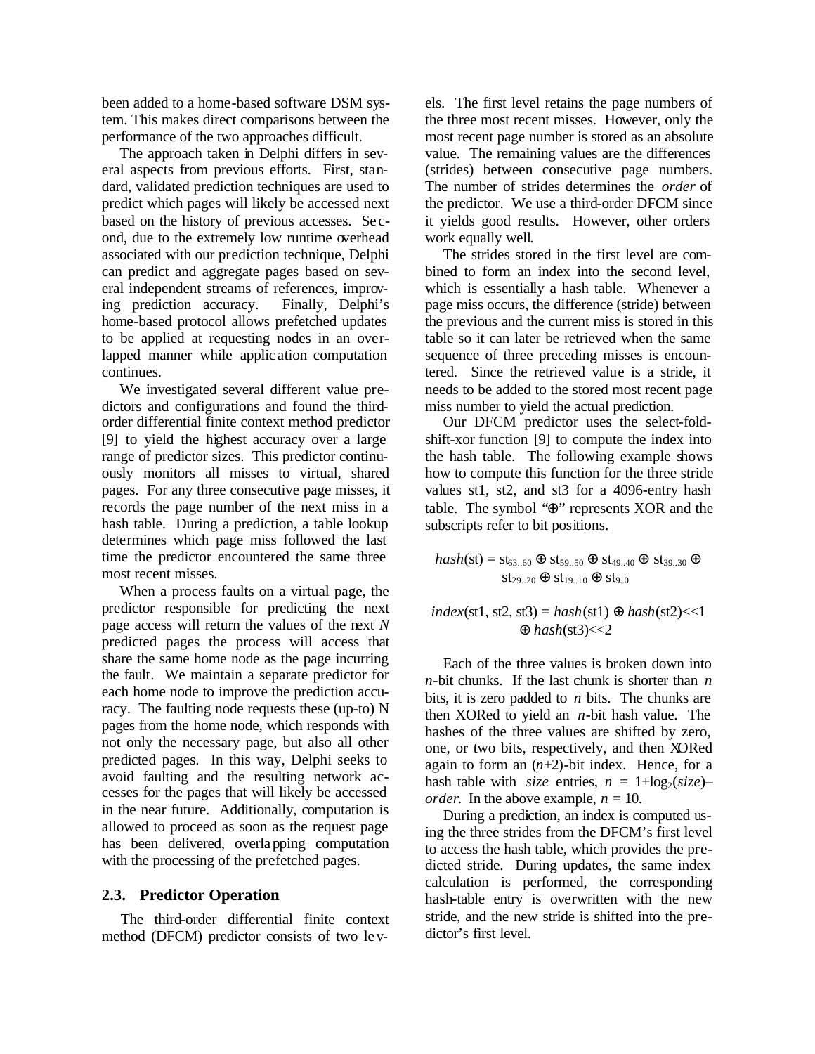been added to a home-based software DSM system. This makes direct comparisons between the performance of the two approaches difficult.

The approach taken in Delphi differs in several aspects from previous efforts. First, standard, validated prediction techniques are used to predict which pages will likely be accessed next based on the history of previous accesses. Second, due to the extremely low runtime overhead associated with our prediction technique, Delphi can predict and aggregate pages based on several independent streams of references, improving prediction accuracy. Finally, Delphi's home-based protocol allows prefetched updates to be applied at requesting nodes in an overlapped manner while application computation continues.

We investigated several different value predictors and configurations and found the third-order differential finite context method predictor [9] to yield the highest accuracy over a large range of predictor sizes. This predictor continuously monitors all misses to virtual, shared pages. For any three consecutive page misses, it records the page number of the next miss in a hash table. During a prediction, a table lookup determines which page miss followed the last time the predictor encountered the same three most recent misses.

When a process faults on a virtual page, the predictor responsible for predicting the next page access will return the values of the next $N$ predicted pages the process will access that share the same home node as the page incurring the fault. We maintain a separate predictor for each home node to improve the prediction accuracy. The faulting node requests these (up-to) N pages from the home node, which responds with not only the necessary page, but also all other predicted pages. In this way, Delphi seeks to avoid faulting and the resulting network accesses for the pages that will likely be accessed in the near future. Additionally, computation is allowed to proceed as soon as the request page has been delivered, overlapping computation with the processing of the prefetched pages.

### 2.3. Predictor Operation

The third-order differential finite context method (DFCM) predictor consists of two levels. The first level retains the page numbers of the three most recent misses. However, only the most recent page number is stored as an absolute value. The remaining values are the differences (strides) between consecutive page numbers. The number of strides determines the *order* of the predictor. We use a third-order DFCM since it yields good results. However, other orders work equally well.

The strides stored in the first level are combined to form an index into the second level, which is essentially a hash table. Whenever a page miss occurs, the difference (stride) between the previous and the current miss is stored in this table so it can later be retrieved when the same sequence of three preceding misses is encountered. Since the retrieved value is a stride, it needs to be added to the stored most recent page miss number to yield the actual prediction.

Our DFCM predictor uses the select-fold-shift-xor function [9] to compute the index into the hash table. The following example shows how to compute this function for the three stride values st1, st2, and st3 for a 4096-entry hash table. The symbol "⊕" represents XOR and the subscripts refer to bit positions.

$$hash(\mathrm{st}) = \mathrm{st}_{63..60} \oplus \mathrm{st}_{59..50} \oplus \mathrm{st}_{49..40} \oplus \mathrm{st}_{39..30} \oplus \mathrm{st}_{29..20} \oplus \mathrm{st}_{19..10} \oplus \mathrm{st}_{9..0}$$

$$index(\mathrm{st1}, \mathrm{st2}, \mathrm{st3}) = hash(\mathrm{st1}) \oplus hash(\mathrm{st2}) \ll 1 \oplus hash(\mathrm{st3}) \ll 2$$

Each of the three values is broken down into $n$-bit chunks. If the last chunk is shorter than $n$ bits, it is zero padded to $n$ bits. The chunks are then XORed to yield an $n$-bit hash value. The hashes of the three values are shifted by zero, one, or two bits, respectively, and then XORed again to form an ($n$+2)-bit index. Hence, for a hash table with *size* entries, $n = 1+\log_2(size)-order$. In the above example, $n = 10$.

During a prediction, an index is computed using the three strides from the DFCM's first level to access the hash table, which provides the predicted stride. During updates, the same index calculation is performed, the corresponding hash-table entry is overwritten with the new stride, and the new stride is shifted into the predictor's first level.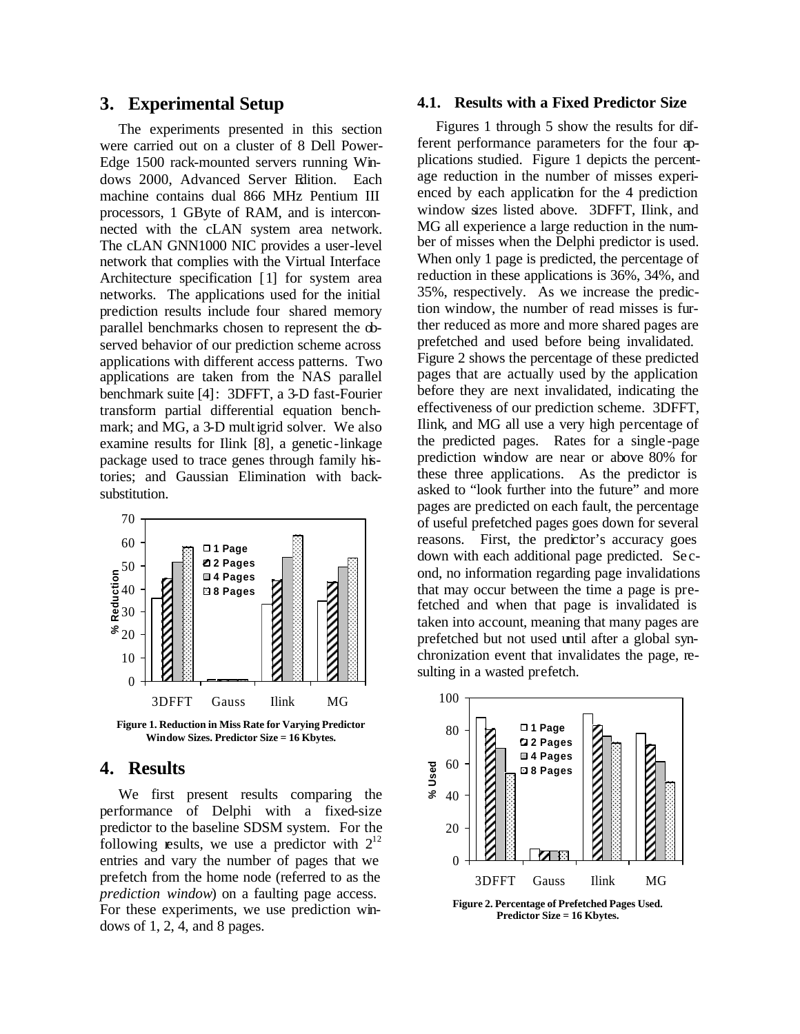## 3. Experimental Setup

The experiments presented in this section were carried out on a cluster of 8 Dell PowerEdge 1500 rack-mounted servers running Windows 2000, Advanced Server Edition. Each machine contains dual 866 MHz Pentium III processors, 1 GByte of RAM, and is interconnected with the cLAN system area network. The cLAN GNN1000 NIC provides a user-level network that complies with the Virtual Interface Architecture specification [1] for system area networks. The applications used for the initial prediction results include four shared memory parallel benchmarks chosen to represent the observed behavior of our prediction scheme across applications with different access patterns. Two applications are taken from the NAS parallel benchmark suite [4]: 3DFFT, a 3-D fast-Fourier transform partial differential equation benchmark; and MG, a 3-D multigrid solver. We also examine results for Ilink [8], a genetic-linkage package used to trace genes through family histories; and Gaussian Elimination with back-substitution.

Figure 1. Reduction in Miss Rate for Varying Predictor Window Sizes. Predictor Size = 16 Kbytes.

## 4. Results

We first present results comparing the performance of Delphi with a fixed-size predictor to the baseline SDSM system. For the following results, we use a predictor with $2^{12}$ entries and vary the number of pages that we prefetch from the home node (referred to as the *prediction window*) on a faulting page access. For these experiments, we use prediction windows of 1, 2, 4, and 8 pages.

### 4.1. Results with a Fixed Predictor Size

Figures 1 through 5 show the results for different performance parameters for the four applications studied. Figure 1 depicts the percentage reduction in the number of misses experienced by each application for the 4 prediction window sizes listed above. 3DFFT, Ilink, and MG all experience a large reduction in the number of misses when the Delphi predictor is used. When only 1 page is predicted, the percentage of reduction in these applications is 36%, 34%, and 35%, respectively. As we increase the prediction window, the number of read misses is further reduced as more and more shared pages are prefetched and used before being invalidated. Figure 2 shows the percentage of these predicted pages that are actually used by the application before they are next invalidated, indicating the effectiveness of our prediction scheme. 3DFFT, Ilink, and MG all use a very high percentage of the predicted pages. Rates for a single-page prediction window are near or above 80% for these three applications. As the predictor is asked to "look further into the future" and more pages are predicted on each fault, the percentage of useful prefetched pages goes down for several reasons. First, the predictor's accuracy goes down with each additional page predicted. Second, no information regarding page invalidations that may occur between the time a page is prefetched and when that page is invalidated is taken into account, meaning that many pages are prefetched but not used until after a global synchronization event that invalidates the page, resulting in a wasted prefetch.

Figure 2. Percentage of Prefetched Pages Used. Predictor Size = 16 Kbytes.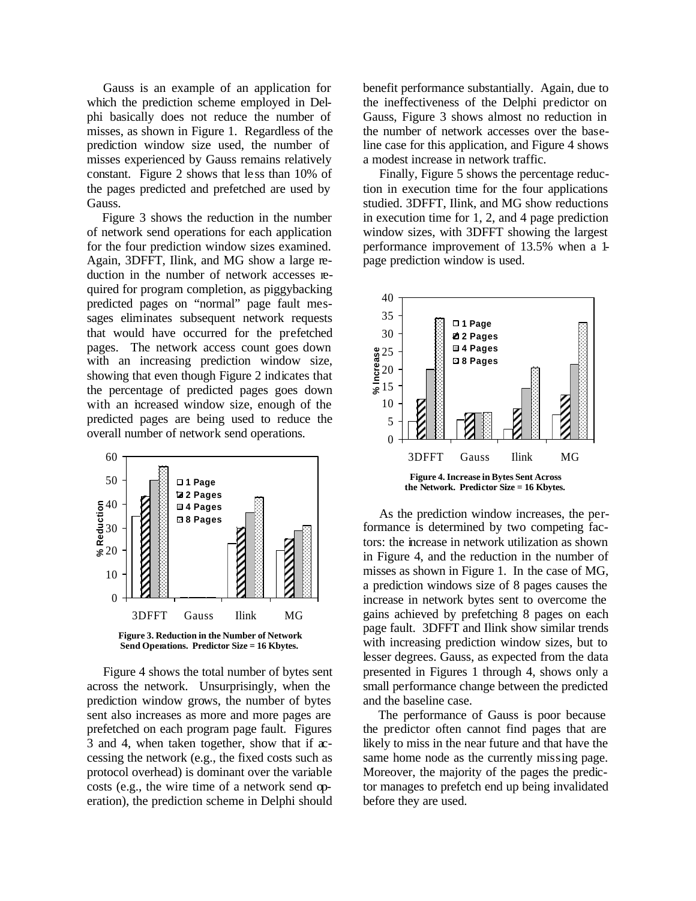Gauss is an example of an application for which the prediction scheme employed in Delphi basically does not reduce the number of misses, as shown in Figure 1. Regardless of the prediction window size used, the number of misses experienced by Gauss remains relatively constant. Figure 2 shows that less than 10% of the pages predicted and prefetched are used by Gauss.

Figure 3 shows the reduction in the number of network send operations for each application for the four prediction window sizes examined. Again, 3DFFT, Ilink, and MG show a large reduction in the number of network accesses required for program completion, as piggybacking predicted pages on "normal" page fault messages eliminates subsequent network requests that would have occurred for the prefetched pages. The network access count goes down with an increasing prediction window size, showing that even though Figure 2 indicates that the percentage of predicted pages goes down with an increased window size, enough of the predicted pages are being used to reduce the overall number of network send operations.

**Figure 3. Reduction in the Number of Network Send Operations. Predictor Size = 16 Kbytes.**

Figure 4 shows the total number of bytes sent across the network. Unsurprisingly, when the prediction window grows, the number of bytes sent also increases as more and more pages are prefetched on each program page fault. Figures 3 and 4, when taken together, show that if accessing the network (e.g., the fixed costs such as protocol overhead) is dominant over the variable costs (e.g., the wire time of a network send operation), the prediction scheme in Delphi should benefit performance substantially. Again, due to the ineffectiveness of the Delphi predictor on Gauss, Figure 3 shows almost no reduction in the number of network accesses over the baseline case for this application, and Figure 4 shows a modest increase in network traffic.

Finally, Figure 5 shows the percentage reduction in execution time for the four applications studied. 3DFFT, Ilink, and MG show reductions in execution time for 1, 2, and 4 page prediction window sizes, with 3DFFT showing the largest performance improvement of 13.5% when a 1-page prediction window is used.

**Figure 4. Increase in Bytes Sent Across the Network. Predictor Size = 16 Kbytes.**

As the prediction window increases, the performance is determined by two competing factors: the increase in network utilization as shown in Figure 4, and the reduction in the number of misses as shown in Figure 1. In the case of MG, a prediction windows size of 8 pages causes the increase in network bytes sent to overcome the gains achieved by prefetching 8 pages on each page fault. 3DFFT and Ilink show similar trends with increasing prediction window sizes, but to lesser degrees. Gauss, as expected from the data presented in Figures 1 through 4, shows only a small performance change between the predicted and the baseline case.

The performance of Gauss is poor because the predictor often cannot find pages that are likely to miss in the near future and that have the same home node as the currently missing page. Moreover, the majority of the pages the predictor manages to prefetch end up being invalidated before they are used.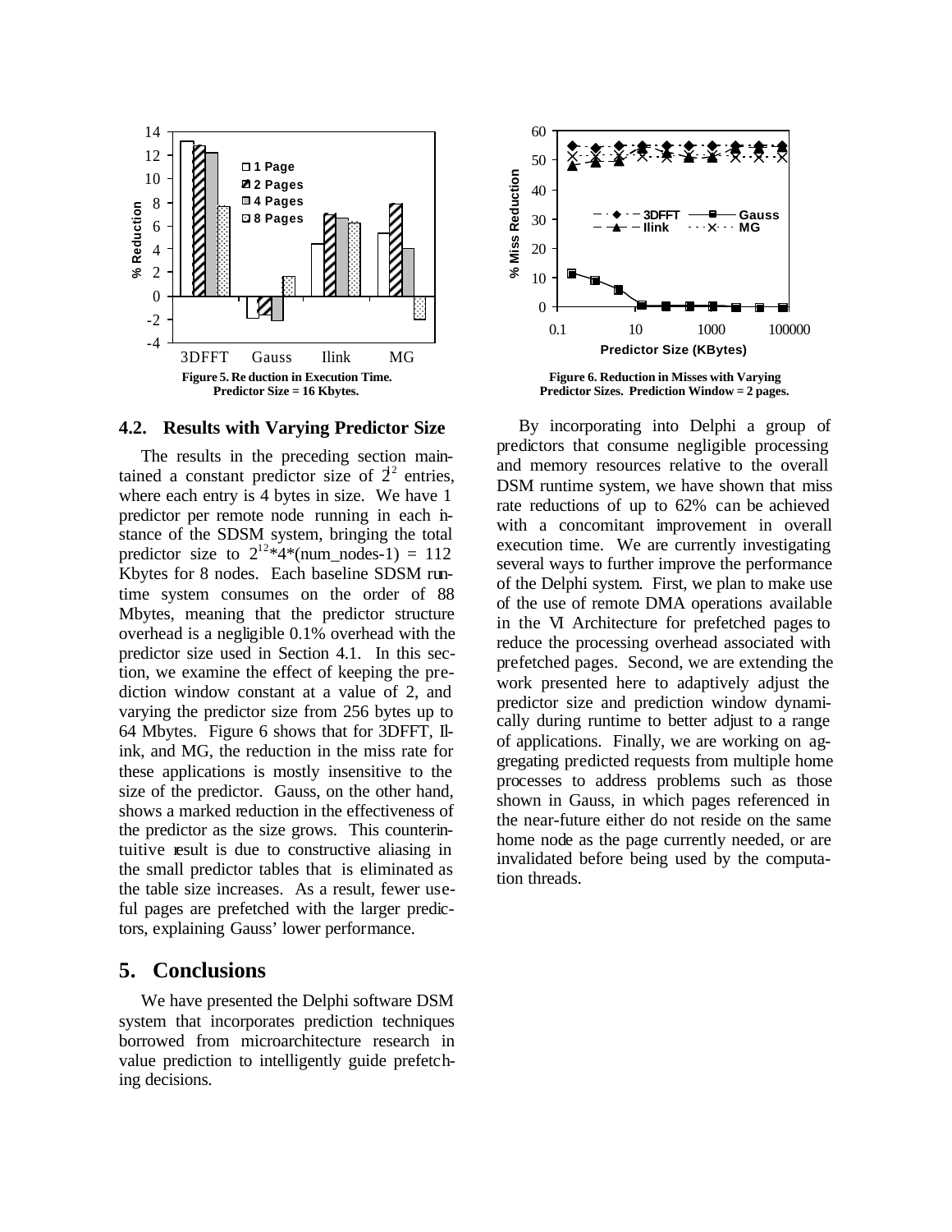Figure 5. Reduction in Execution Time. Predictor Size = 16 Kbytes.

Figure 6. Reduction in Misses with Varying Predictor Sizes. Prediction Window = 2 pages.

### 4.2. Results with Varying Predictor Size

The results in the preceding section maintained a constant predictor size of $2^{12}$ entries, where each entry is 4 bytes in size. We have 1 predictor per remote node running in each instance of the SDSM system, bringing the total predictor size to $2^{12}*4*(num\_nodes-1) = 112$ Kbytes for 8 nodes. Each baseline SDSM runtime system consumes on the order of 88 Mbytes, meaning that the predictor structure overhead is a negligible 0.1% overhead with the predictor size used in Section 4.1. In this section, we examine the effect of keeping the prediction window constant at a value of 2, and varying the predictor size from 256 bytes up to 64 Mbytes. Figure 6 shows that for 3DFFT, Ilink, and MG, the reduction in the miss rate for these applications is mostly insensitive to the size of the predictor. Gauss, on the other hand, shows a marked reduction in the effectiveness of the predictor as the size grows. This counterintuitive result is due to constructive aliasing in the small predictor tables that is eliminated as the table size increases. As a result, fewer useful pages are prefetched with the larger predictors, explaining Gauss' lower performance.

## 5. Conclusions

We have presented the Delphi software DSM system that incorporates prediction techniques borrowed from microarchitecture research in value prediction to intelligently guide prefetching decisions.

By incorporating into Delphi a group of predictors that consume negligible processing and memory resources relative to the overall DSM runtime system, we have shown that miss rate reductions of up to 62% can be achieved with a concomitant improvement in overall execution time. We are currently investigating several ways to further improve the performance of the Delphi system. First, we plan to make use of the use of remote DMA operations available in the VI Architecture for prefetched pages to reduce the processing overhead associated with prefetched pages. Second, we are extending the work presented here to adaptively adjust the predictor size and prediction window dynamically during runtime to better adjust to a range of applications. Finally, we are working on aggregating predicted requests from multiple home processes to address problems such as those shown in Gauss, in which pages referenced in the near-future either do not reside on the same home node as the page currently needed, or are invalidated before being used by the computation threads.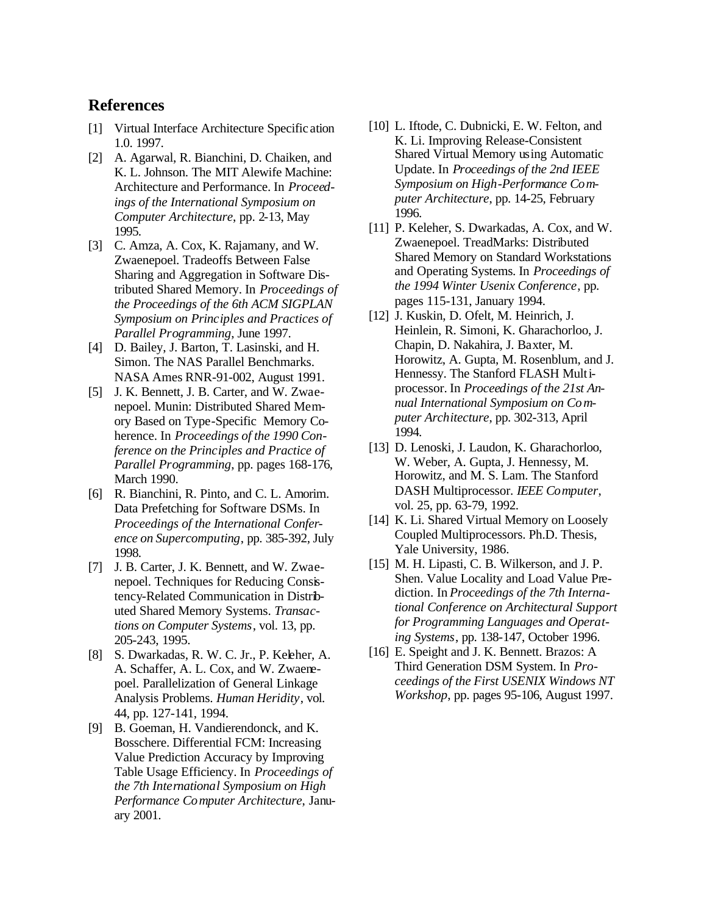## References

[1] Virtual Interface Architecture Specification 1.0. 1997.

[2] A. Agarwal, R. Bianchini, D. Chaiken, and K. L. Johnson. The MIT Alewife Machine: Architecture and Performance. In *Proceedings of the International Symposium on Computer Architecture*, pp. 2-13, May 1995.

[3] C. Amza, A. Cox, K. Rajamany, and W. Zwaenepoel. Tradeoffs Between False Sharing and Aggregation in Software Distributed Shared Memory. In *Proceedings of the Proceedings of the 6th ACM SIGPLAN Symposium on Principles and Practices of Parallel Programming*, June 1997.

[4] D. Bailey, J. Barton, T. Lasinski, and H. Simon. The NAS Parallel Benchmarks. NASA Ames RNR-91-002, August 1991.

[5] J. K. Bennett, J. B. Carter, and W. Zwaenepoel. Munin: Distributed Shared Memory Based on Type-Specific Memory Coherence. In *Proceedings of the 1990 Conference on the Principles and Practice of Parallel Programming*, pp. pages 168-176, March 1990.

[6] R. Bianchini, R. Pinto, and C. L. Amorim. Data Prefetching for Software DSMs. In *Proceedings of the International Conference on Supercomputing*, pp. 385-392, July 1998.

[7] J. B. Carter, J. K. Bennett, and W. Zwaenepoel. Techniques for Reducing Consistency-Related Communication in Distributed Shared Memory Systems. *Transactions on Computer Systems*, vol. 13, pp. 205-243, 1995.

[8] S. Dwarkadas, R. W. C. Jr., P. Keleher, A. A. Schaffer, A. L. Cox, and W. Zwaenepoel. Parallelization of General Linkage Analysis Problems. *Human Heridity*, vol. 44, pp. 127-141, 1994.

[9] B. Goeman, H. Vandierendonck, and K. Bosschere. Differential FCM: Increasing Value Prediction Accuracy by Improving Table Usage Efficiency. In *Proceedings of the 7th International Symposium on High Performance Computer Architecture*, January 2001.

[10] L. Iftode, C. Dubnicki, E. W. Felton, and K. Li. Improving Release-Consistent Shared Virtual Memory using Automatic Update. In *Proceedings of the 2nd IEEE Symposium on High-Performance Computer Architecture*, pp. 14-25, February 1996.

[11] P. Keleher, S. Dwarkadas, A. Cox, and W. Zwaenepoel. TreadMarks: Distributed Shared Memory on Standard Workstations and Operating Systems. In *Proceedings of the 1994 Winter Usenix Conference*, pp. pages 115-131, January 1994.

[12] J. Kuskin, D. Ofelt, M. Heinrich, J. Heinlein, R. Simoni, K. Gharachorloo, J. Chapin, D. Nakahira, J. Baxter, M. Horowitz, A. Gupta, M. Rosenblum, and J. Hennessy. The Stanford FLASH Multiprocessor. In *Proceedings of the 21st Annual International Symposium on Computer Architecture*, pp. 302-313, April 1994.

[13] D. Lenoski, J. Laudon, K. Gharachorloo, W. Weber, A. Gupta, J. Hennessy, M. Horowitz, and M. S. Lam. The Stanford DASH Multiprocessor. *IEEE Computer*, vol. 25, pp. 63-79, 1992.

[14] K. Li. Shared Virtual Memory on Loosely Coupled Multiprocessors. Ph.D. Thesis, Yale University, 1986.

[15] M. H. Lipasti, C. B. Wilkerson, and J. P. Shen. Value Locality and Load Value Prediction. In *Proceedings of the 7th International Conference on Architectural Support for Programming Languages and Operating Systems*, pp. 138-147, October 1996.

[16] E. Speight and J. K. Bennett. Brazos: A Third Generation DSM System. In *Proceedings of the First USENIX Windows NT Workshop*, pp. pages 95-106, August 1997.